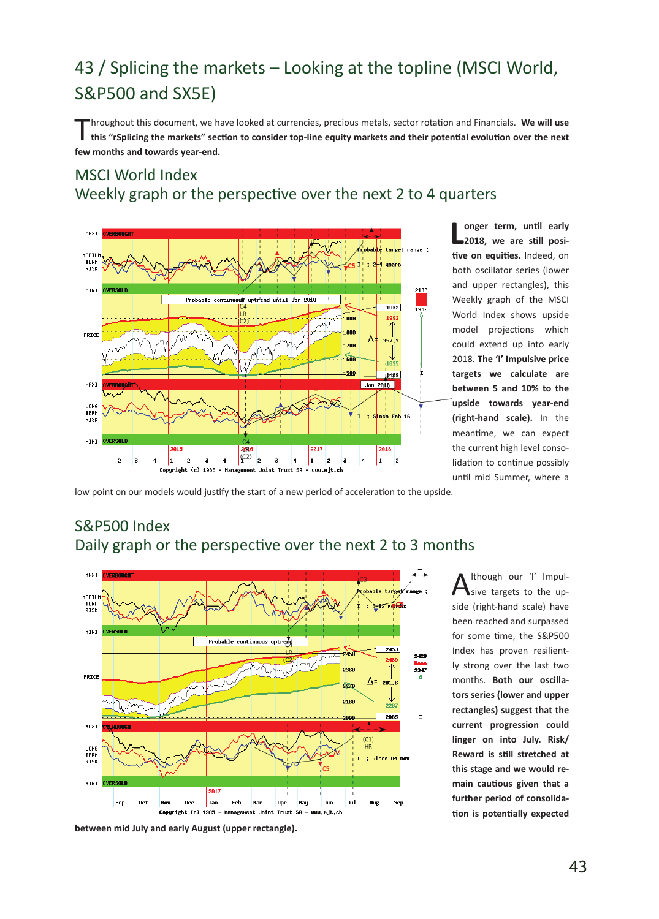# 43 / Splicing the markets – Looking at the topline (MSCI World, S&P500 and SX5E)

Throughout this document, we have looked at currencies, precious metals, sector rotation and Financials. **We will use this "rSplicing the markets" section to consider top-line equity markets and their potential evolution over the next few months and towards year-end.**

## MSCI World Index
## Weekly graph or the perspective over the next 2 to 4 quarters

**Longer term, until early 2018, we are still positive on equities.** Indeed, on both oscillator series (lower and upper rectangles), this Weekly graph of the MSCI World Index shows upside model projections which could extend up into early 2018. **The 'I' Impulsive price targets we calculate are between 5 and 10% to the upside towards year-end (right-hand scale).** In the meantime, we can expect the current high level consolidation to continue possibly until mid Summer, where a low point on our models would justify the start of a new period of acceleration to the upside.

## S&P500 Index
## Daily graph or the perspective over the next 2 to 3 months

Although our 'I' Impulsive targets to the upside (right-hand scale) have been reached and surpassed for some time, the S&P500 Index has proven resiliently strong over the last two months. **Both our oscillators series (lower and upper rectangles) suggest that the current progression could linger on into July. Risk/Reward is still stretched at this stage and we would remain cautious given that a further period of consolidation is potentially expected between mid July and early August (upper rectangle).**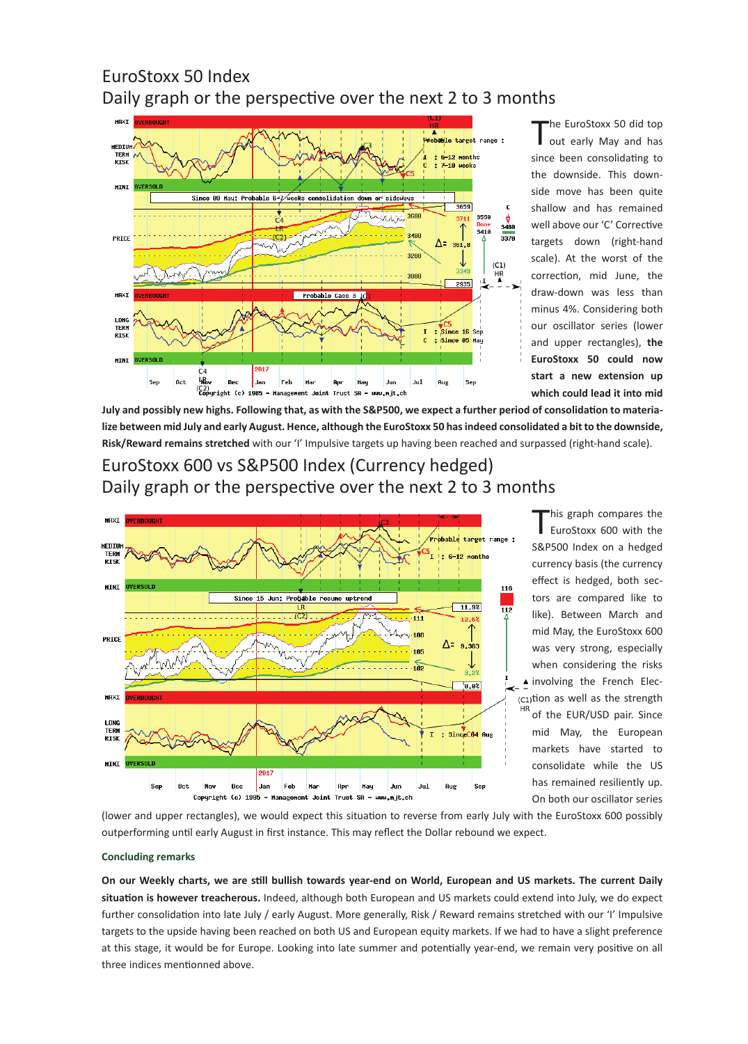# EuroStoxx 50 Index

## Daily graph or the perspective over the next 2 to 3 months

MAXI OVERBOUGHT
MEDIUM TERM RISK
MINI OVERSOLD
(C1) HR
Probable target range :
I : 6-12 months
C : 7-10 weeks
C3
C5
Since 09 May: Probable 6-7 weeks consolidation down or sideways
PRICE
3659
3711
3550 Done 3410
C
3480
3370
3600
3400
3200
3000
C4 LR (C2)
Δ= 361,8
3349
2935
(C1) HR
I
MAXI OVERBOUGHT
LONG TERM RISK
MINI OVERSOLD
Probable Case 3
C3
C5
I : Since 16 Sep
C : Since 05 May
2017
C4 LR (C2)
Sep Oct Nov Dec Jan Feb Mar Apr May Jun Jul Aug Sep
Copyright (c) 1985 - Management Joint Trust SA - www.mjt.ch

The EuroStoxx 50 did top out early May and has since been consolidating to the downside. This downside move has been quite shallow and has remained well above our 'C' Corrective targets down (right-hand scale). At the worst of the correction, mid June, the draw-down was less than minus 4%. Considering both our oscillator series (lower and upper rectangles), **the EuroStoxx 50 could now start a new extension up which could lead it into mid July and possibly new highs. Following that, as with the S&P500, we expect a further period of consolidation to materialize between mid July and early August. Hence, although the EuroStoxx 50 has indeed consolidated a bit to the downside, Risk/Reward remains stretched** with our 'I' Impulsive targets up having been reached and surpassed (right-hand scale).

# EuroStoxx 600 vs S&P500 Index (Currency hedged)

## Daily graph or the perspective over the next 2 to 3 months

MAXI OVERBOUGHT
MEDIUM TERM RISK
MINI OVERSOLD
C3
C5
Probable target range :
I : 6-12 months
Since 15 Jun: Probable resume uptrend
PRICE
116
112
11.9%
12.6%
LR (C2)
111
108
105
102
Δ= 9.363
3.2%
0.0%
I
(C1) HR
MAXI OVERBOUGHT
LONG TERM RISK
MINI OVERSOLD
I : Since 04 Aug
2017
Sep Oct Nov Dec Jan Feb Mar Apr May Jun Jul Aug Sep
Copyright (c) 1985 - Management Joint Trust SA - www.mjt.ch

This graph compares the EuroStoxx 600 with the S&P500 Index on a hedged currency basis (the currency effect is hedged, both sectors are compared like to like). Between March and mid May, the EuroStoxx 600 was very strong, especially when considering the risks involving the French Election as well as the strength of the EUR/USD pair. Since mid May, the European markets have started to consolidate while the US has remained resiliently up. On both our oscillator series (lower and upper rectangles), we would expect this situation to reverse from early July with the EuroStoxx 600 possibly outperforming until early August in first instance. This may reflect the Dollar rebound we expect.

### Concluding remarks

**On our Weekly charts, we are still bullish towards year-end on World, European and US markets. The current Daily situation is however treacherous.** Indeed, although both European and US markets could extend into July, we do expect further consolidation into late July / early August. More generally, Risk / Reward remains stretched with our 'I' Impulsive targets to the upside having been reached on both US and European equity markets. If we had to have a slight preference at this stage, it would be for Europe. Looking into late summer and potentially year-end, we remain very positive on all three indices mentionned above.